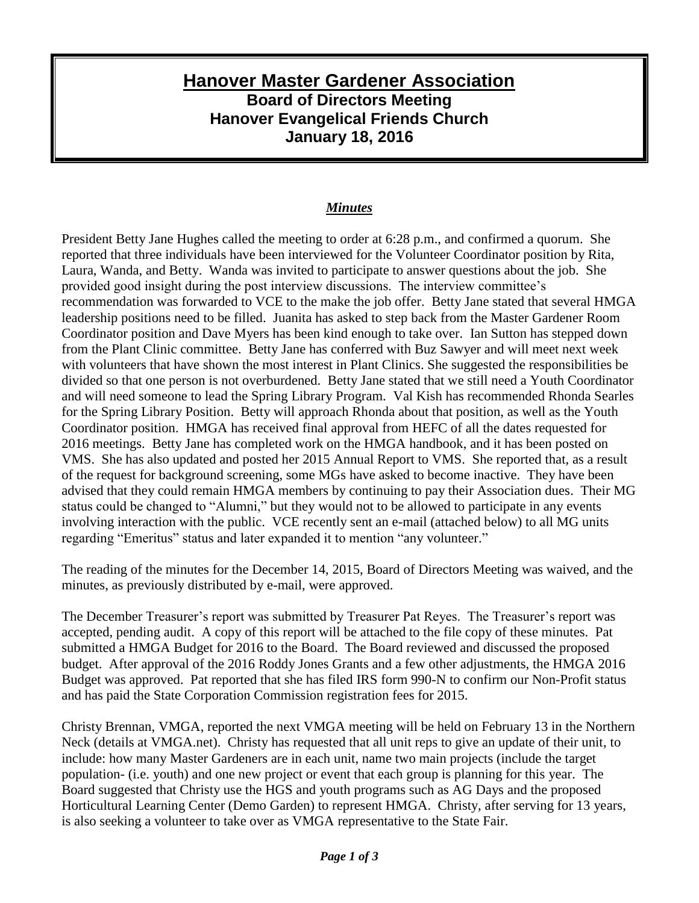# Hanover Master Gardener Association

## Board of Directors Meeting
## Hanover Evangelical Friends Church
## January 18, 2016

### *Minutes*

President Betty Jane Hughes called the meeting to order at 6:28 p.m., and confirmed a quorum. She reported that three individuals have been interviewed for the Volunteer Coordinator position by Rita, Laura, Wanda, and Betty. Wanda was invited to participate to answer questions about the job. She provided good insight during the post interview discussions. The interview committee's recommendation was forwarded to VCE to the make the job offer. Betty Jane stated that several HMGA leadership positions need to be filled. Juanita has asked to step back from the Master Gardener Room Coordinator position and Dave Myers has been kind enough to take over. Ian Sutton has stepped down from the Plant Clinic committee. Betty Jane has conferred with Buz Sawyer and will meet next week with volunteers that have shown the most interest in Plant Clinics. She suggested the responsibilities be divided so that one person is not overburdened. Betty Jane stated that we still need a Youth Coordinator and will need someone to lead the Spring Library Program. Val Kish has recommended Rhonda Searles for the Spring Library Position. Betty will approach Rhonda about that position, as well as the Youth Coordinator position. HMGA has received final approval from HEFC of all the dates requested for 2016 meetings. Betty Jane has completed work on the HMGA handbook, and it has been posted on VMS. She has also updated and posted her 2015 Annual Report to VMS. She reported that, as a result of the request for background screening, some MGs have asked to become inactive. They have been advised that they could remain HMGA members by continuing to pay their Association dues. Their MG status could be changed to "Alumni," but they would not to be allowed to participate in any events involving interaction with the public. VCE recently sent an e-mail (attached below) to all MG units regarding "Emeritus" status and later expanded it to mention "any volunteer."

The reading of the minutes for the December 14, 2015, Board of Directors Meeting was waived, and the minutes, as previously distributed by e-mail, were approved.

The December Treasurer's report was submitted by Treasurer Pat Reyes. The Treasurer's report was accepted, pending audit. A copy of this report will be attached to the file copy of these minutes. Pat submitted a HMGA Budget for 2016 to the Board. The Board reviewed and discussed the proposed budget. After approval of the 2016 Roddy Jones Grants and a few other adjustments, the HMGA 2016 Budget was approved. Pat reported that she has filed IRS form 990-N to confirm our Non-Profit status and has paid the State Corporation Commission registration fees for 2015.

Christy Brennan, VMGA, reported the next VMGA meeting will be held on February 13 in the Northern Neck (details at VMGA.net). Christy has requested that all unit reps to give an update of their unit, to include: how many Master Gardeners are in each unit, name two main projects (include the target population- (i.e. youth) and one new project or event that each group is planning for this year. The Board suggested that Christy use the HGS and youth programs such as AG Days and the proposed Horticultural Learning Center (Demo Garden) to represent HMGA. Christy, after serving for 13 years, is also seeking a volunteer to take over as VMGA representative to the State Fair.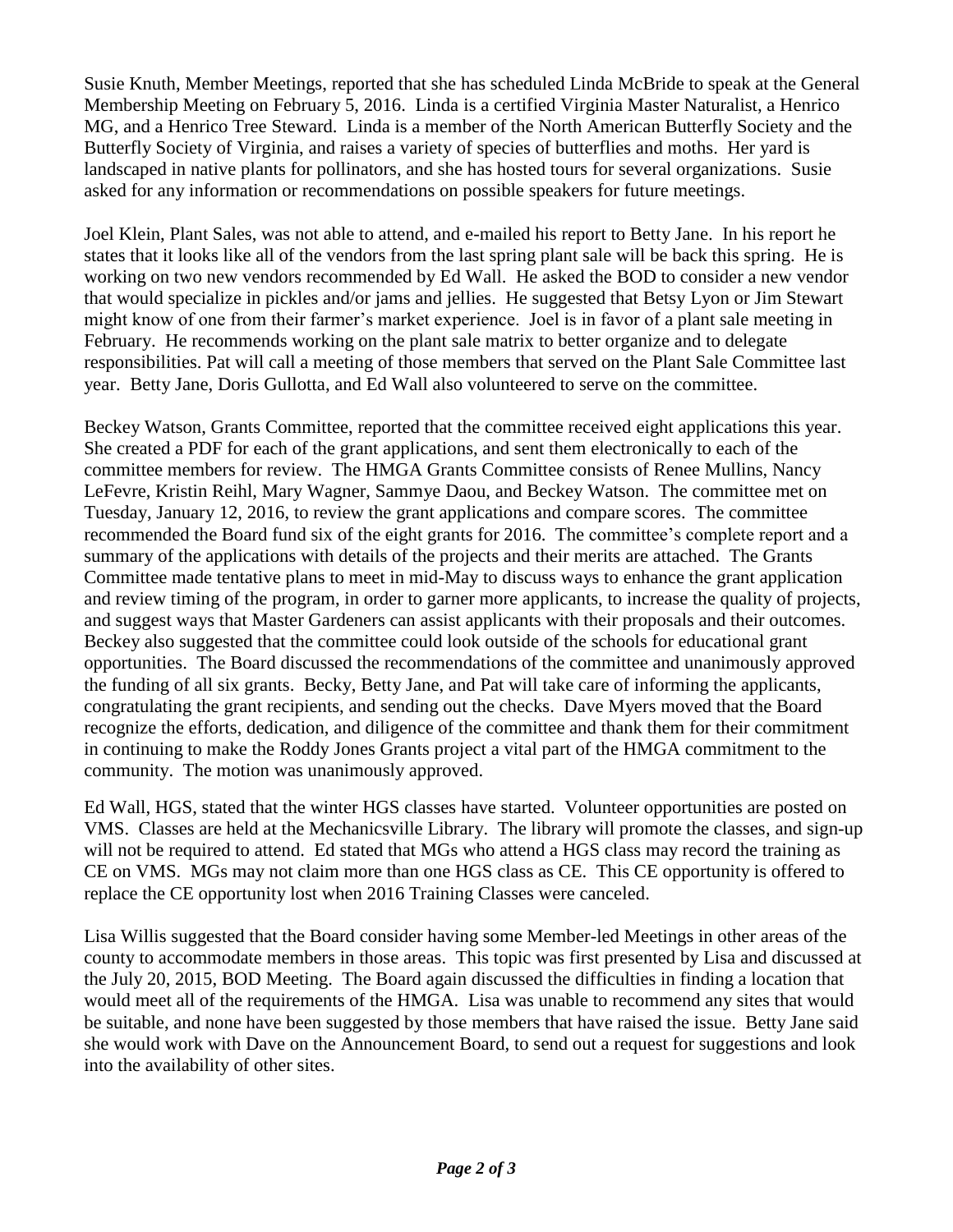Susie Knuth, Member Meetings, reported that she has scheduled Linda McBride to speak at the General Membership Meeting on February 5, 2016. Linda is a certified Virginia Master Naturalist, a Henrico MG, and a Henrico Tree Steward. Linda is a member of the North American Butterfly Society and the Butterfly Society of Virginia, and raises a variety of species of butterflies and moths. Her yard is landscaped in native plants for pollinators, and she has hosted tours for several organizations. Susie asked for any information or recommendations on possible speakers for future meetings.

Joel Klein, Plant Sales, was not able to attend, and e-mailed his report to Betty Jane. In his report he states that it looks like all of the vendors from the last spring plant sale will be back this spring. He is working on two new vendors recommended by Ed Wall. He asked the BOD to consider a new vendor that would specialize in pickles and/or jams and jellies. He suggested that Betsy Lyon or Jim Stewart might know of one from their farmer's market experience. Joel is in favor of a plant sale meeting in February. He recommends working on the plant sale matrix to better organize and to delegate responsibilities. Pat will call a meeting of those members that served on the Plant Sale Committee last year. Betty Jane, Doris Gullotta, and Ed Wall also volunteered to serve on the committee.

Beckey Watson, Grants Committee, reported that the committee received eight applications this year. She created a PDF for each of the grant applications, and sent them electronically to each of the committee members for review. The HMGA Grants Committee consists of Renee Mullins, Nancy LeFevre, Kristin Reihl, Mary Wagner, Sammye Daou, and Beckey Watson. The committee met on Tuesday, January 12, 2016, to review the grant applications and compare scores. The committee recommended the Board fund six of the eight grants for 2016. The committee's complete report and a summary of the applications with details of the projects and their merits are attached. The Grants Committee made tentative plans to meet in mid-May to discuss ways to enhance the grant application and review timing of the program, in order to garner more applicants, to increase the quality of projects, and suggest ways that Master Gardeners can assist applicants with their proposals and their outcomes. Beckey also suggested that the committee could look outside of the schools for educational grant opportunities. The Board discussed the recommendations of the committee and unanimously approved the funding of all six grants. Becky, Betty Jane, and Pat will take care of informing the applicants, congratulating the grant recipients, and sending out the checks. Dave Myers moved that the Board recognize the efforts, dedication, and diligence of the committee and thank them for their commitment in continuing to make the Roddy Jones Grants project a vital part of the HMGA commitment to the community. The motion was unanimously approved.

Ed Wall, HGS, stated that the winter HGS classes have started. Volunteer opportunities are posted on VMS. Classes are held at the Mechanicsville Library. The library will promote the classes, and sign-up will not be required to attend. Ed stated that MGs who attend a HGS class may record the training as CE on VMS. MGs may not claim more than one HGS class as CE. This CE opportunity is offered to replace the CE opportunity lost when 2016 Training Classes were canceled.

Lisa Willis suggested that the Board consider having some Member-led Meetings in other areas of the county to accommodate members in those areas. This topic was first presented by Lisa and discussed at the July 20, 2015, BOD Meeting. The Board again discussed the difficulties in finding a location that would meet all of the requirements of the HMGA. Lisa was unable to recommend any sites that would be suitable, and none have been suggested by those members that have raised the issue. Betty Jane said she would work with Dave on the Announcement Board, to send out a request for suggestions and look into the availability of other sites.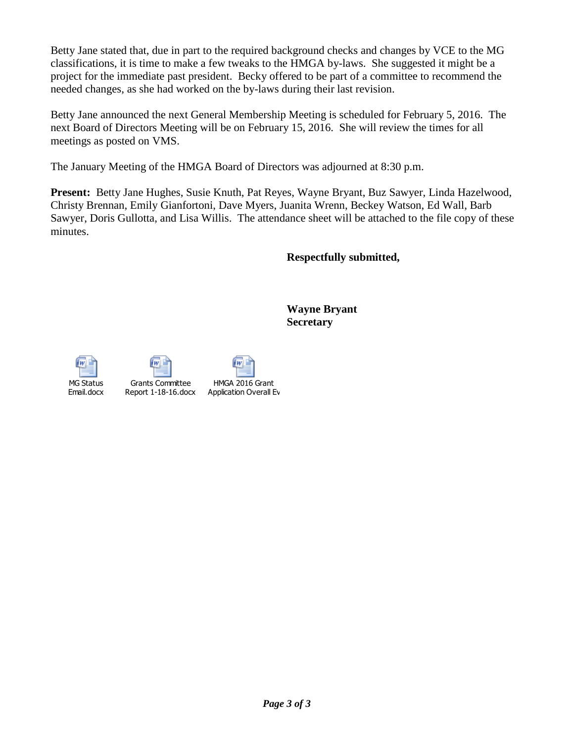Betty Jane stated that, due in part to the required background checks and changes by VCE to the MG classifications, it is time to make a few tweaks to the HMGA by-laws. She suggested it might be a project for the immediate past president. Becky offered to be part of a committee to recommend the needed changes, as she had worked on the by-laws during their last revision.

Betty Jane announced the next General Membership Meeting is scheduled for February 5, 2016. The next Board of Directors Meeting will be on February 15, 2016. She will review the times for all meetings as posted on VMS.

The January Meeting of the HMGA Board of Directors was adjourned at 8:30 p.m.

**Present:** Betty Jane Hughes, Susie Knuth, Pat Reyes, Wayne Bryant, Buz Sawyer, Linda Hazelwood, Christy Brennan, Emily Gianfortoni, Dave Myers, Juanita Wrenn, Beckey Watson, Ed Wall, Barb Sawyer, Doris Gullotta, and Lisa Willis. The attendance sheet will be attached to the file copy of these minutes.

**Respectfully submitted,**

**Wayne Bryant**
**Secretary**

MG Status Email.docx

Grants Committee Report 1-18-16.docx

HMGA 2016 Grant Application Overall Ev